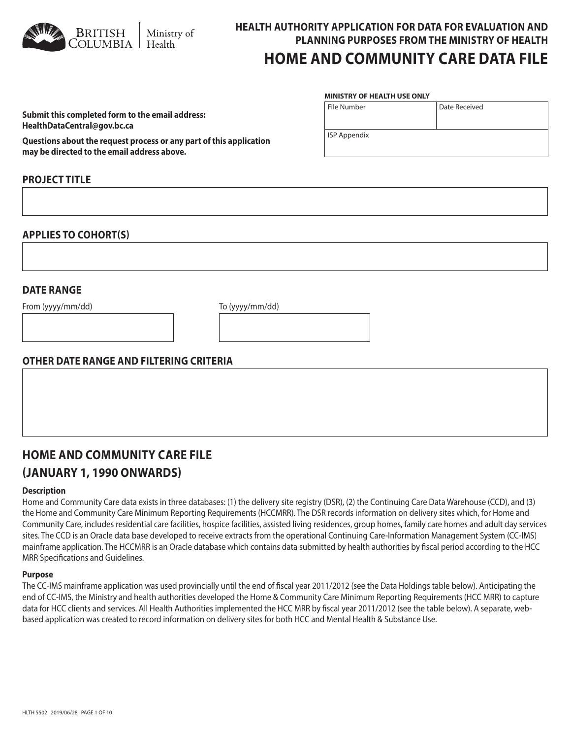British Columbia | Ministry of Health

# HEALTH AUTHORITY APPLICATION FOR DATA FOR EVALUATION AND PLANNING PURPOSES FROM THE MINISTRY OF HEALTH

# HOME AND COMMUNITY CARE DATA FILE

**MINISTRY OF HEALTH USE ONLY**

| File Number | Date Received |
|---|---|
| ISP Appendix | |

**Submit this completed form to the email address: HealthDataCentral@gov.bc.ca**

**Questions about the request process or any part of this application may be directed to the email address above.**

## PROJECT TITLE

## APPLIES TO COHORT(S)

## DATE RANGE

From (yyyy/mm/dd)

To (yyyy/mm/dd)

## OTHER DATE RANGE AND FILTERING CRITERIA

## HOME AND COMMUNITY CARE FILE (JANUARY 1, 1990 ONWARDS)

**Description**

Home and Community Care data exists in three databases: (1) the delivery site registry (DSR), (2) the Continuing Care Data Warehouse (CCD), and (3) the Home and Community Care Minimum Reporting Requirements (HCCMRR). The DSR records information on delivery sites which, for Home and Community Care, includes residential care facilities, hospice facilities, assisted living residences, group homes, family care homes and adult day services sites. The CCD is an Oracle data base developed to receive extracts from the operational Continuing Care-Information Management System (CC-IMS) mainframe application. The HCCMRR is an Oracle database which contains data submitted by health authorities by fiscal period according to the HCC MRR Specifications and Guidelines.

**Purpose**

The CC-IMS mainframe application was used provincially until the end of fiscal year 2011/2012 (see the Data Holdings table below). Anticipating the end of CC-IMS, the Ministry and health authorities developed the Home & Community Care Minimum Reporting Requirements (HCC MRR) to capture data for HCC clients and services. All Health Authorities implemented the HCC MRR by fiscal year 2011/2012 (see the table below). A separate, web-based application was created to record information on delivery sites for both HCC and Mental Health & Substance Use.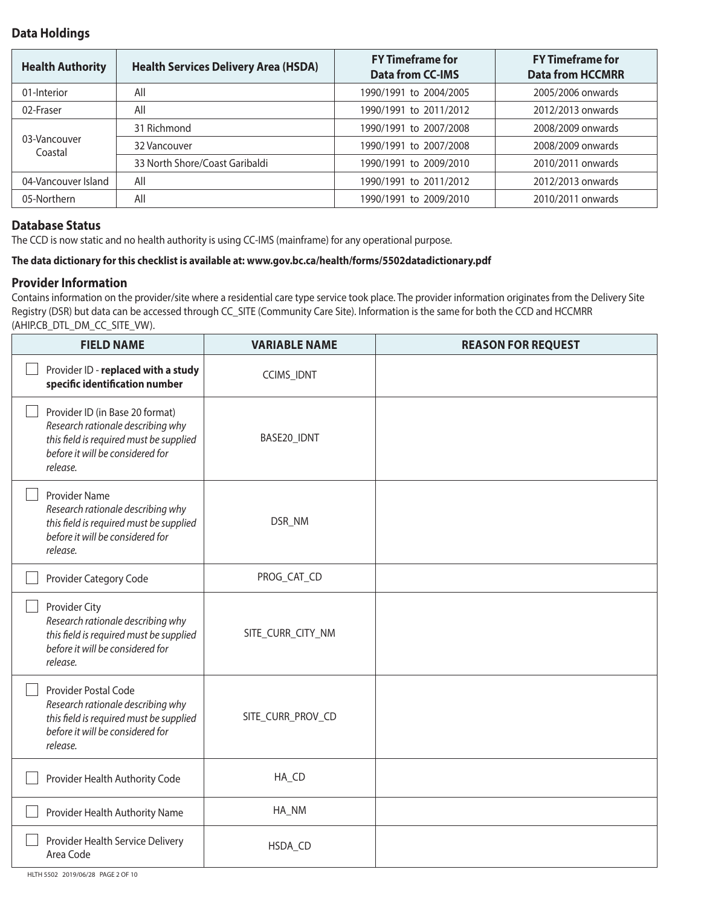## Data Holdings

| Health Authority | Health Services Delivery Area (HSDA) | FY Timeframe for Data from CC-IMS | FY Timeframe for Data from HCCMRR |
|---|---|---|---|
| 01-Interior | All | 1990/1991 to 2004/2005 | 2005/2006 onwards |
| 02-Fraser | All | 1990/1991 to 2011/2012 | 2012/2013 onwards |
| 03-Vancouver Coastal | 31 Richmond | 1990/1991 to 2007/2008 | 2008/2009 onwards |
| | 32 Vancouver | 1990/1991 to 2007/2008 | 2008/2009 onwards |
| | 33 North Shore/Coast Garibaldi | 1990/1991 to 2009/2010 | 2010/2011 onwards |
| 04-Vancouver Island | All | 1990/1991 to 2011/2012 | 2012/2013 onwards |
| 05-Northern | All | 1990/1991 to 2009/2010 | 2010/2011 onwards |

## Database Status

The CCD is now static and no health authority is using CC-IMS (mainframe) for any operational purpose.

**The data dictionary for this checklist is available at: www.gov.bc.ca/health/forms/5502datadictionary.pdf**

## Provider Information

Contains information on the provider/site where a residential care type service took place. The provider information originates from the Delivery Site Registry (DSR) but data can be accessed through CC_SITE (Community Care Site). Information is the same for both the CCD and HCCMRR (AHIP.CB_DTL_DM_CC_SITE_VW).

| FIELD NAME | VARIABLE NAME | REASON FOR REQUEST |
|---|---|---|
| ☐ Provider ID - **replaced with a study specific identification number** | CCIMS_IDNT | |
| ☐ Provider ID (in Base 20 format) *Research rationale describing why this field is required must be supplied before it will be considered for release.* | BASE20_IDNT | |
| ☐ Provider Name *Research rationale describing why this field is required must be supplied before it will be considered for release.* | DSR_NM | |
| ☐ Provider Category Code | PROG_CAT_CD | |
| ☐ Provider City *Research rationale describing why this field is required must be supplied before it will be considered for release.* | SITE_CURR_CITY_NM | |
| ☐ Provider Postal Code *Research rationale describing why this field is required must be supplied before it will be considered for release.* | SITE_CURR_PROV_CD | |
| ☐ Provider Health Authority Code | HA_CD | |
| ☐ Provider Health Authority Name | HA_NM | |
| ☐ Provider Health Service Delivery Area Code | HSDA_CD | |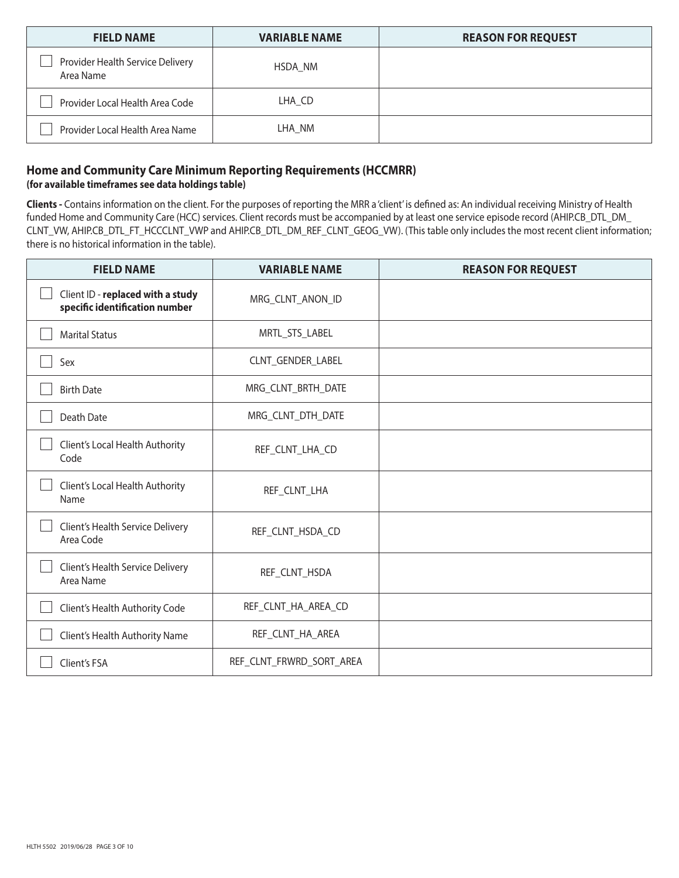| FIELD NAME | VARIABLE NAME | REASON FOR REQUEST |
|---|---|---|
| ☐ Provider Health Service Delivery Area Name | HSDA_NM | |
| ☐ Provider Local Health Area Code | LHA_CD | |
| ☐ Provider Local Health Area Name | LHA_NM | |

## Home and Community Care Minimum Reporting Requirements (HCCMRR)

**(for available timeframes see data holdings table)**

**Clients -** Contains information on the client. For the purposes of reporting the MRR a 'client' is defined as: An individual receiving Ministry of Health funded Home and Community Care (HCC) services. Client records must be accompanied by at least one service episode record (AHIP.CB_DTL_DM_CLNT_VW, AHIP.CB_DTL_FT_HCCCLNT_VWP and AHIP.CB_DTL_DM_REF_CLNT_GEOG_VW). (This table only includes the most recent client information; there is no historical information in the table).

| FIELD NAME | VARIABLE NAME | REASON FOR REQUEST |
|---|---|---|
| ☐ Client ID - **replaced with a study specific identification number** | MRG_CLNT_ANON_ID | |
| ☐ Marital Status | MRTL_STS_LABEL | |
| ☐ Sex | CLNT_GENDER_LABEL | |
| ☐ Birth Date | MRG_CLNT_BRTH_DATE | |
| ☐ Death Date | MRG_CLNT_DTH_DATE | |
| ☐ Client's Local Health Authority Code | REF_CLNT_LHA_CD | |
| ☐ Client's Local Health Authority Name | REF_CLNT_LHA | |
| ☐ Client's Health Service Delivery Area Code | REF_CLNT_HSDA_CD | |
| ☐ Client's Health Service Delivery Area Name | REF_CLNT_HSDA | |
| ☐ Client's Health Authority Code | REF_CLNT_HA_AREA_CD | |
| ☐ Client's Health Authority Name | REF_CLNT_HA_AREA | |
| ☐ Client's FSA | REF_CLNT_FRWRD_SORT_AREA | |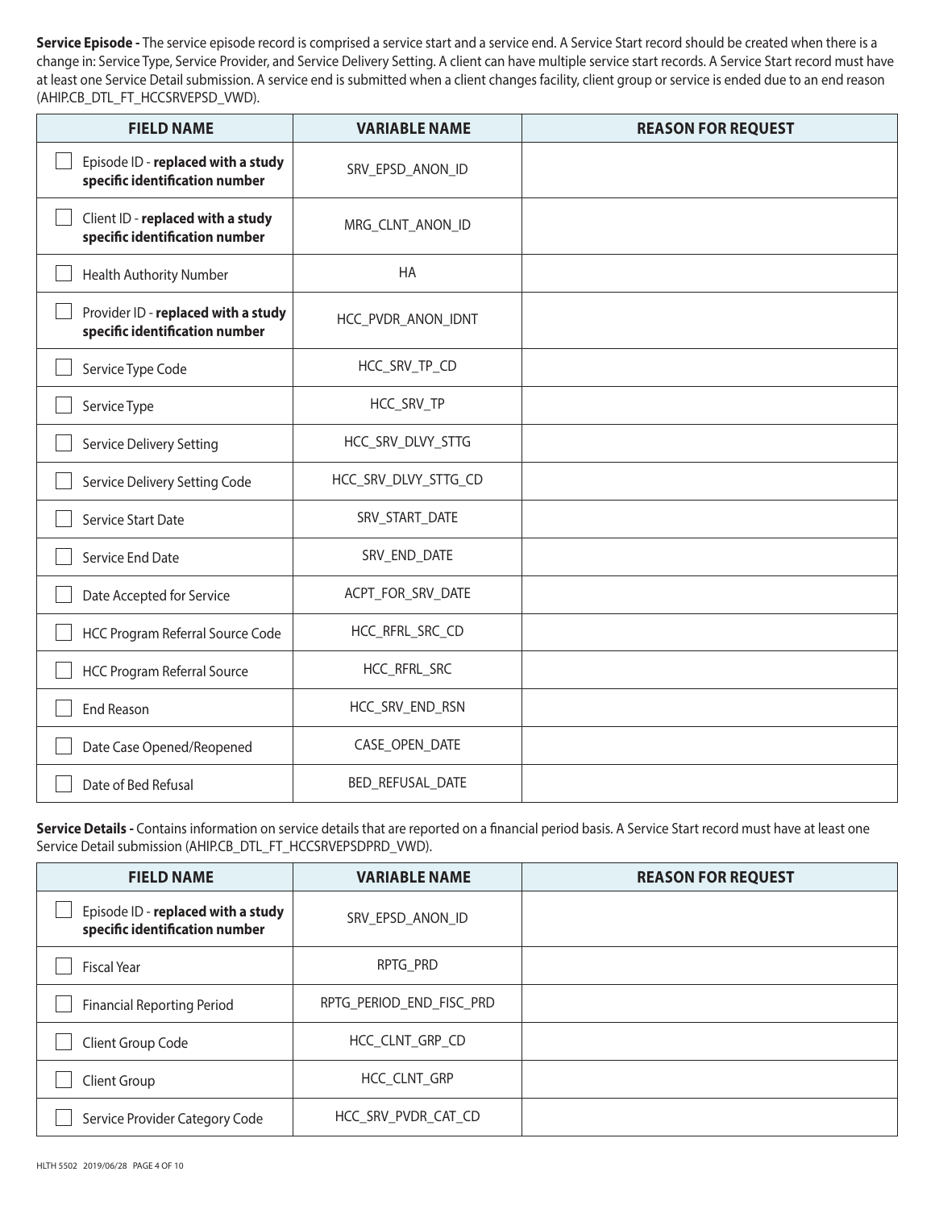**Service Episode -** The service episode record is comprised a service start and a service end. A Service Start record should be created when there is a change in: Service Type, Service Provider, and Service Delivery Setting. A client can have multiple service start records. A Service Start record must have at least one Service Detail submission. A service end is submitted when a client changes facility, client group or service is ended due to an end reason (AHIP.CB_DTL_FT_HCCSRVEPSD_VWD).

| FIELD NAME | VARIABLE NAME | REASON FOR REQUEST |
|---|---|---|
| ☐ Episode ID - **replaced with a study specific identification number** | SRV_EPSD_ANON_ID | |
| ☐ Client ID - **replaced with a study specific identification number** | MRG_CLNT_ANON_ID | |
| ☐ Health Authority Number | HA | |
| ☐ Provider ID - **replaced with a study specific identification number** | HCC_PVDR_ANON_IDNT | |
| ☐ Service Type Code | HCC_SRV_TP_CD | |
| ☐ Service Type | HCC_SRV_TP | |
| ☐ Service Delivery Setting | HCC_SRV_DLVY_STTG | |
| ☐ Service Delivery Setting Code | HCC_SRV_DLVY_STTG_CD | |
| ☐ Service Start Date | SRV_START_DATE | |
| ☐ Service End Date | SRV_END_DATE | |
| ☐ Date Accepted for Service | ACPT_FOR_SRV_DATE | |
| ☐ HCC Program Referral Source Code | HCC_RFRL_SRC_CD | |
| ☐ HCC Program Referral Source | HCC_RFRL_SRC | |
| ☐ End Reason | HCC_SRV_END_RSN | |
| ☐ Date Case Opened/Reopened | CASE_OPEN_DATE | |
| ☐ Date of Bed Refusal | BED_REFUSAL_DATE | |

**Service Details -** Contains information on service details that are reported on a financial period basis. A Service Start record must have at least one Service Detail submission (AHIP.CB_DTL_FT_HCCSRVEPSDPRD_VWD).

| FIELD NAME | VARIABLE NAME | REASON FOR REQUEST |
|---|---|---|
| ☐ Episode ID - **replaced with a study specific identification number** | SRV_EPSD_ANON_ID | |
| ☐ Fiscal Year | RPTG_PRD | |
| ☐ Financial Reporting Period | RPTG_PERIOD_END_FISC_PRD | |
| ☐ Client Group Code | HCC_CLNT_GRP_CD | |
| ☐ Client Group | HCC_CLNT_GRP | |
| ☐ Service Provider Category Code | HCC_SRV_PVDR_CAT_CD | |

HLTH 5502 2019/06/28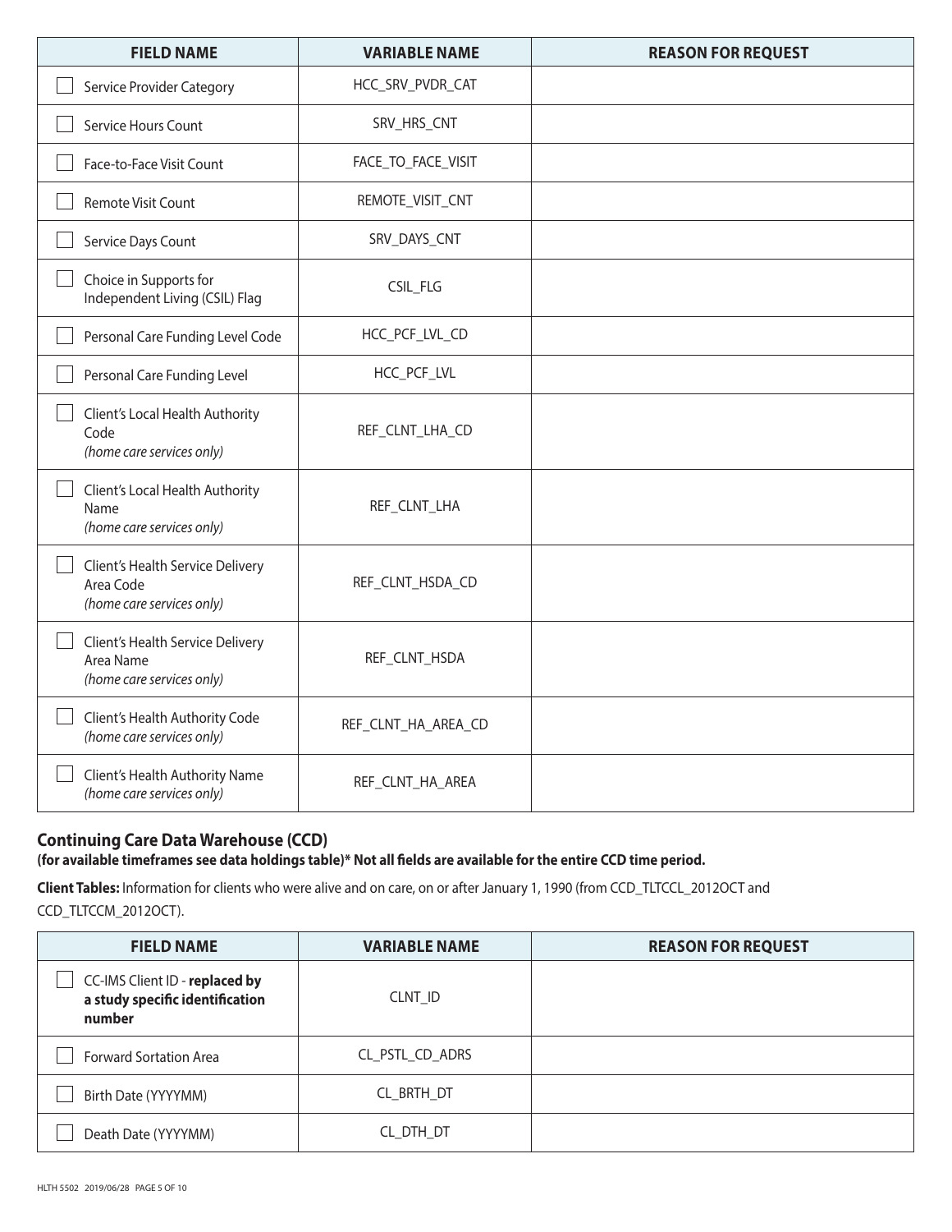| FIELD NAME | VARIABLE NAME | REASON FOR REQUEST |
|---|---|---|
| ☐ Service Provider Category | HCC_SRV_PVDR_CAT | |
| ☐ Service Hours Count | SRV_HRS_CNT | |
| ☐ Face-to-Face Visit Count | FACE_TO_FACE_VISIT | |
| ☐ Remote Visit Count | REMOTE_VISIT_CNT | |
| ☐ Service Days Count | SRV_DAYS_CNT | |
| ☐ Choice in Supports for Independent Living (CSIL) Flag | CSIL_FLG | |
| ☐ Personal Care Funding Level Code | HCC_PCF_LVL_CD | |
| ☐ Personal Care Funding Level | HCC_PCF_LVL | |
| ☐ Client's Local Health Authority Code *(home care services only)* | REF_CLNT_LHA_CD | |
| ☐ Client's Local Health Authority Name *(home care services only)* | REF_CLNT_LHA | |
| ☐ Client's Health Service Delivery Area Code *(home care services only)* | REF_CLNT_HSDA_CD | |
| ☐ Client's Health Service Delivery Area Name *(home care services only)* | REF_CLNT_HSDA | |
| ☐ Client's Health Authority Code *(home care services only)* | REF_CLNT_HA_AREA_CD | |
| ☐ Client's Health Authority Name *(home care services only)* | REF_CLNT_HA_AREA | |

## Continuing Care Data Warehouse (CCD)

**(for available timeframes see data holdings table)* Not all fields are available for the entire CCD time period.**

**Client Tables:** Information for clients who were alive and on care, on or after January 1, 1990 (from CCD_TLTCCL_2012OCT and CCD_TLTCCM_2012OCT).

| FIELD NAME | VARIABLE NAME | REASON FOR REQUEST |
|---|---|---|
| ☐ CC-IMS Client ID - **replaced by a study specific identification number** | CLNT_ID | |
| ☐ Forward Sortation Area | CL_PSTL_CD_ADRS | |
| ☐ Birth Date (YYYYMM) | CL_BRTH_DT | |
| ☐ Death Date (YYYYMM) | CL_DTH_DT | |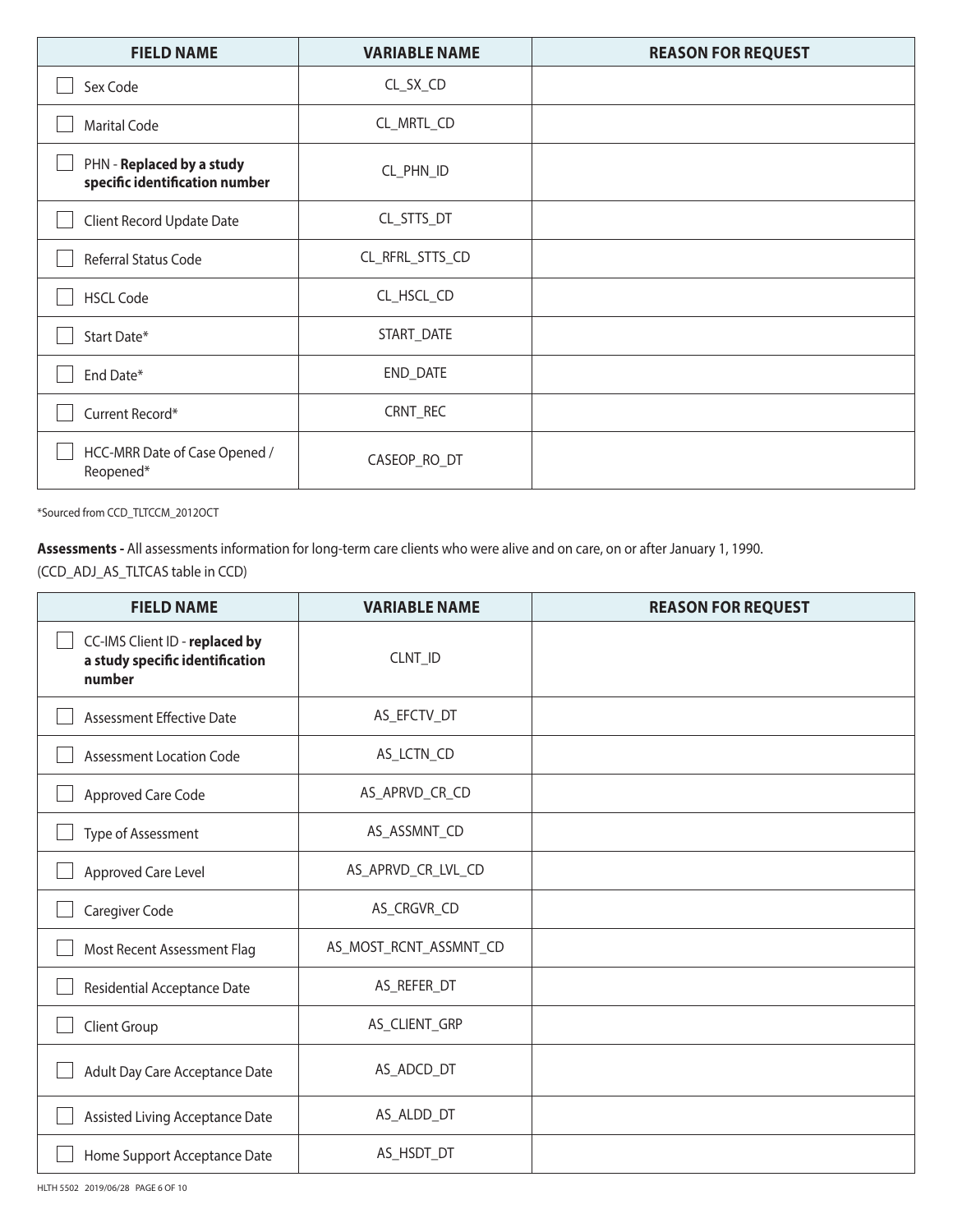| FIELD NAME | VARIABLE NAME | REASON FOR REQUEST |
|---|---|---|
| ☐ Sex Code | CL_SX_CD | |
| ☐ Marital Code | CL_MRTL_CD | |
| ☐ PHN - **Replaced by a study specific identification number** | CL_PHN_ID | |
| ☐ Client Record Update Date | CL_STTS_DT | |
| ☐ Referral Status Code | CL_RFRL_STTS_CD | |
| ☐ HSCL Code | CL_HSCL_CD | |
| ☐ Start Date* | START_DATE | |
| ☐ End Date* | END_DATE | |
| ☐ Current Record* | CRNT_REC | |
| ☐ HCC-MRR Date of Case Opened / Reopened* | CASEOP_RO_DT | |

*Sourced from CCD_TLTCCM_2012OCT

**Assessments -** All assessments information for long-term care clients who were alive and on care, on or after January 1, 1990. (CCD_ADJ_AS_TLTCAS table in CCD)

| FIELD NAME | VARIABLE NAME | REASON FOR REQUEST |
|---|---|---|
| ☐ CC-IMS Client ID - **replaced by a study specific identification number** | CLNT_ID | |
| ☐ Assessment Effective Date | AS_EFCTV_DT | |
| ☐ Assessment Location Code | AS_LCTN_CD | |
| ☐ Approved Care Code | AS_APRVD_CR_CD | |
| ☐ Type of Assessment | AS_ASSMNT_CD | |
| ☐ Approved Care Level | AS_APRVD_CR_LVL_CD | |
| ☐ Caregiver Code | AS_CRGVR_CD | |
| ☐ Most Recent Assessment Flag | AS_MOST_RCNT_ASSMNT_CD | |
| ☐ Residential Acceptance Date | AS_REFER_DT | |
| ☐ Client Group | AS_CLIENT_GRP | |
| ☐ Adult Day Care Acceptance Date | AS_ADCD_DT | |
| ☐ Assisted Living Acceptance Date | AS_ALDD_DT | |
| ☐ Home Support Acceptance Date | AS_HSDT_DT | |

HLTH 5502 2019/06/28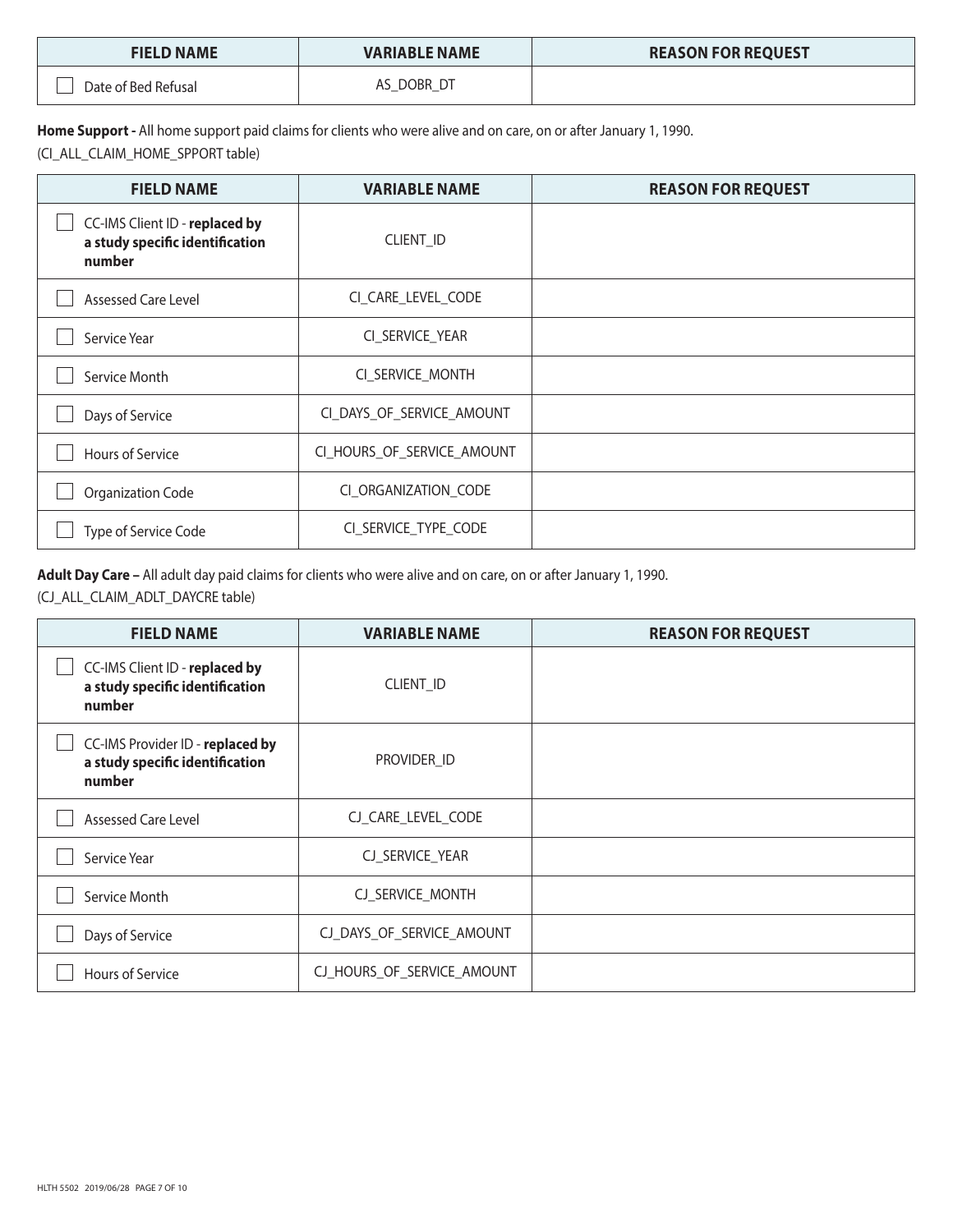| FIELD NAME | VARIABLE NAME | REASON FOR REQUEST |
| --- | --- | --- |
| ☐ Date of Bed Refusal | AS_DOBR_DT | |

**Home Support -** All home support paid claims for clients who were alive and on care, on or after January 1, 1990.
(CI_ALL_CLAIM_HOME_SPPORT table)

| FIELD NAME | VARIABLE NAME | REASON FOR REQUEST |
| --- | --- | --- |
| ☐ CC-IMS Client ID - **replaced by a study specific identification number** | CLIENT_ID | |
| ☐ Assessed Care Level | CI_CARE_LEVEL_CODE | |
| ☐ Service Year | CI_SERVICE_YEAR | |
| ☐ Service Month | CI_SERVICE_MONTH | |
| ☐ Days of Service | CI_DAYS_OF_SERVICE_AMOUNT | |
| ☐ Hours of Service | CI_HOURS_OF_SERVICE_AMOUNT | |
| ☐ Organization Code | CI_ORGANIZATION_CODE | |
| ☐ Type of Service Code | CI_SERVICE_TYPE_CODE | |

**Adult Day Care –** All adult day paid claims for clients who were alive and on care, on or after January 1, 1990.
(CJ_ALL_CLAIM_ADLT_DAYCRE table)

| FIELD NAME | VARIABLE NAME | REASON FOR REQUEST |
| --- | --- | --- |
| ☐ CC-IMS Client ID - **replaced by a study specific identification number** | CLIENT_ID | |
| ☐ CC-IMS Provider ID - **replaced by a study specific identification number** | PROVIDER_ID | |
| ☐ Assessed Care Level | CJ_CARE_LEVEL_CODE | |
| ☐ Service Year | CJ_SERVICE_YEAR | |
| ☐ Service Month | CJ_SERVICE_MONTH | |
| ☐ Days of Service | CJ_DAYS_OF_SERVICE_AMOUNT | |
| ☐ Hours of Service | CJ_HOURS_OF_SERVICE_AMOUNT | |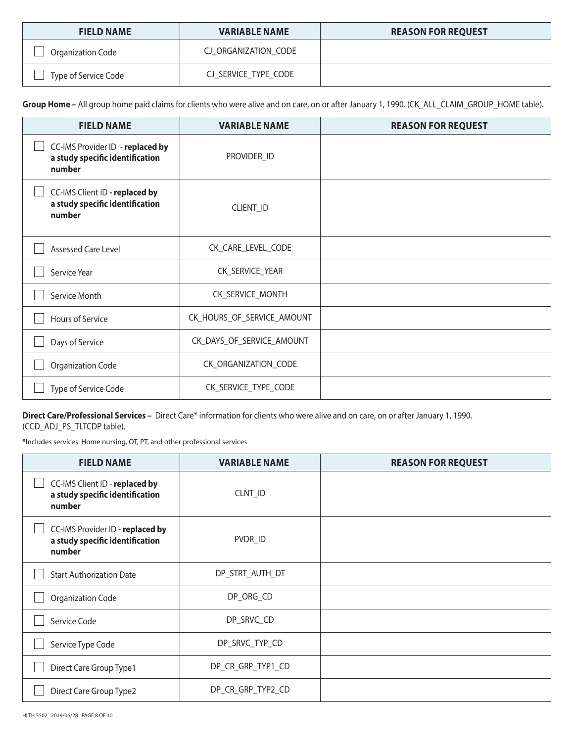| FIELD NAME | VARIABLE NAME | REASON FOR REQUEST |
|---|---|---|
| ☐ Organization Code | CJ_ORGANIZATION_CODE | |
| ☐ Type of Service Code | CJ_SERVICE_TYPE_CODE | |

**Group Home –** All group home paid claims for clients who were alive and on care, on or after January 1, 1990. (CK_ALL_CLAIM_GROUP_HOME table).

| FIELD NAME | VARIABLE NAME | REASON FOR REQUEST |
|---|---|---|
| ☐ CC-IMS Provider ID - **replaced by a study specific identification number** | PROVIDER_ID | |
| ☐ CC-IMS Client ID **- replaced by a study specific identification number** | CLIENT_ID | |
| ☐ Assessed Care Level | CK_CARE_LEVEL_CODE | |
| ☐ Service Year | CK_SERVICE_YEAR | |
| ☐ Service Month | CK_SERVICE_MONTH | |
| ☐ Hours of Service | CK_HOURS_OF_SERVICE_AMOUNT | |
| ☐ Days of Service | CK_DAYS_OF_SERVICE_AMOUNT | |
| ☐ Organization Code | CK_ORGANIZATION_CODE | |
| ☐ Type of Service Code | CK_SERVICE_TYPE_CODE | |

**Direct Care/Professional Services –** Direct Care* information for clients who were alive and on care, on or after January 1, 1990. (CCD_ADJ_PS_TLTCDP table).

*Includes services: Home nursing, OT, PT, and other professional services

| FIELD NAME | VARIABLE NAME | REASON FOR REQUEST |
|---|---|---|
| ☐ CC-IMS Client ID - **replaced by a study specific identification number** | CLNT_ID | |
| ☐ CC-IMS Provider ID - **replaced by a study specific identification number** | PVDR_ID | |
| ☐ Start Authorization Date | DP_STRT_AUTH_DT | |
| ☐ Organization Code | DP_ORG_CD | |
| ☐ Service Code | DP_SRVC_CD | |
| ☐ Service Type Code | DP_SRVC_TYP_CD | |
| ☐ Direct Care Group Type1 | DP_CR_GRP_TYP1_CD | |
| ☐ Direct Care Group Type2 | DP_CR_GRP_TYP2_CD | |

HLTH 5502 2019/06/28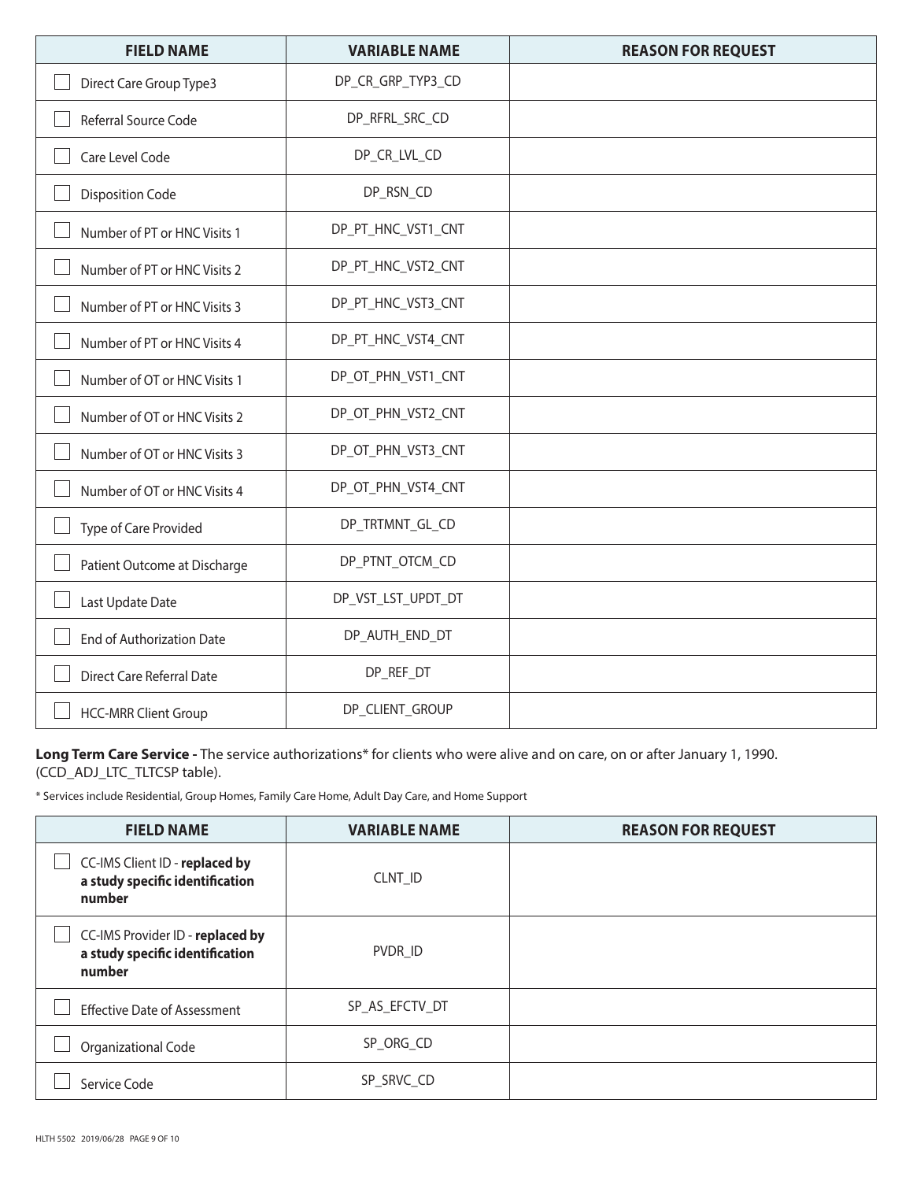| FIELD NAME | VARIABLE NAME | REASON FOR REQUEST |
|---|---|---|
| ☐ Direct Care Group Type3 | DP_CR_GRP_TYP3_CD | |
| ☐ Referral Source Code | DP_RFRL_SRC_CD | |
| ☐ Care Level Code | DP_CR_LVL_CD | |
| ☐ Disposition Code | DP_RSN_CD | |
| ☐ Number of PT or HNC Visits 1 | DP_PT_HNC_VST1_CNT | |
| ☐ Number of PT or HNC Visits 2 | DP_PT_HNC_VST2_CNT | |
| ☐ Number of PT or HNC Visits 3 | DP_PT_HNC_VST3_CNT | |
| ☐ Number of PT or HNC Visits 4 | DP_PT_HNC_VST4_CNT | |
| ☐ Number of OT or HNC Visits 1 | DP_OT_PHN_VST1_CNT | |
| ☐ Number of OT or HNC Visits 2 | DP_OT_PHN_VST2_CNT | |
| ☐ Number of OT or HNC Visits 3 | DP_OT_PHN_VST3_CNT | |
| ☐ Number of OT or HNC Visits 4 | DP_OT_PHN_VST4_CNT | |
| ☐ Type of Care Provided | DP_TRTMNT_GL_CD | |
| ☐ Patient Outcome at Discharge | DP_PTNT_OTCM_CD | |
| ☐ Last Update Date | DP_VST_LST_UPDT_DT | |
| ☐ End of Authorization Date | DP_AUTH_END_DT | |
| ☐ Direct Care Referral Date | DP_REF_DT | |
| ☐ HCC-MRR Client Group | DP_CLIENT_GROUP | |

**Long Term Care Service -** The service authorizations* for clients who were alive and on care, on or after January 1, 1990. (CCD_ADJ_LTC_TLTCSP table).

* Services include Residential, Group Homes, Family Care Home, Adult Day Care, and Home Support

| FIELD NAME | VARIABLE NAME | REASON FOR REQUEST |
|---|---|---|
| ☐ CC-IMS Client ID - **replaced by a study specific identification number** | CLNT_ID | |
| ☐ CC-IMS Provider ID - **replaced by a study specific identification number** | PVDR_ID | |
| ☐ Effective Date of Assessment | SP_AS_EFCTV_DT | |
| ☐ Organizational Code | SP_ORG_CD | |
| ☐ Service Code | SP_SRVC_CD | |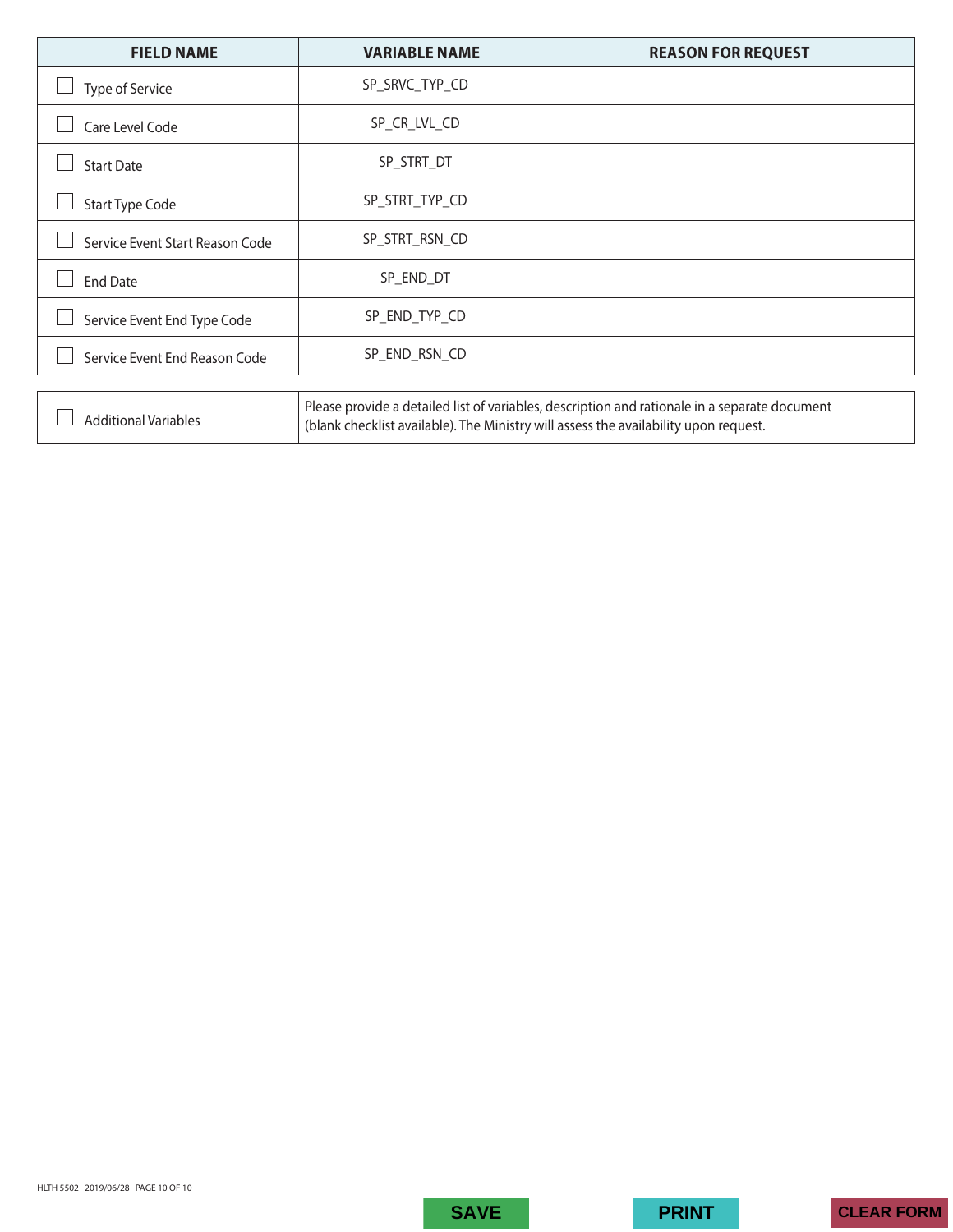| FIELD NAME | VARIABLE NAME | REASON FOR REQUEST |
|---|---|---|
| ☐ Type of Service | SP_SRVC_TYP_CD | |
| ☐ Care Level Code | SP_CR_LVL_CD | |
| ☐ Start Date | SP_STRT_DT | |
| ☐ Start Type Code | SP_STRT_TYP_CD | |
| ☐ Service Event Start Reason Code | SP_STRT_RSN_CD | |
| ☐ End Date | SP_END_DT | |
| ☐ Service Event End Type Code | SP_END_TYP_CD | |
| ☐ Service Event End Reason Code | SP_END_RSN_CD | |

| | |
|---|---|
| ☐ Additional Variables | Please provide a detailed list of variables, description and rationale in a separate document (blank checklist available). The Ministry will assess the availability upon request. |

HLTH 5502 2019/06/28

SAVE PRINT CLEAR FORM